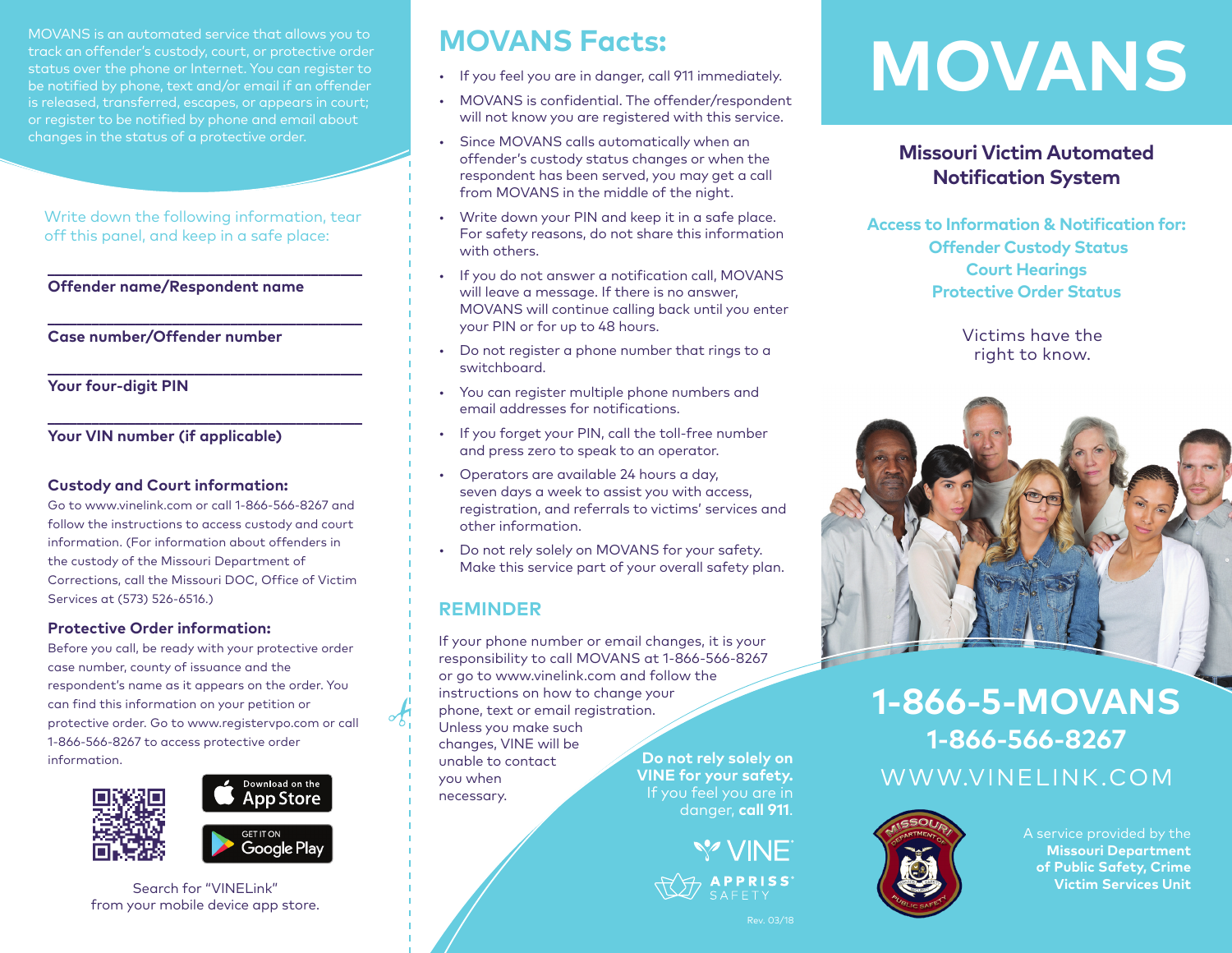MOVANS is an automated service that allows you to track an offender's custody, court, or protective order status over the phone or Internet. You can register to be notified by phone, text and/or email if an offender is released, transferred, escapes, or appears in court; or register to be notified by phone and email about changes in the status of a protective order.

Write down the following information, tear off this panel, and keep in a safe place:

\_\_\_\_\_\_\_\_\_\_\_\_\_\_\_\_\_\_\_\_\_\_\_\_\_\_\_\_\_\_\_\_

**Offender name/Respondent name**

\_\_\_\_\_\_\_\_\_\_\_\_\_\_\_\_\_\_\_\_\_\_\_\_\_\_\_\_\_\_\_\_

**Case number/Offender number**

\_\_\_\_\_\_\_\_\_\_\_\_\_\_\_\_\_\_\_\_\_\_\_\_\_\_\_\_\_\_\_\_

**Your four-digit PIN**

\_\_\_\_\_\_\_\_\_\_\_\_\_\_\_\_\_\_\_\_\_\_\_\_\_\_\_\_\_\_\_\_

**Your VIN number (if applicable)**

### Custody and Court information:

Go to www.vinelink.com or call 1-866-566-8267 and follow the instructions to access custody and court information. (For information about offenders in the custody of the Missouri Department of Corrections, call the Missouri DOC, Office of Victim Services at (573) 526-6516.)

### Protective Order information:

Before you call, be ready with your protective order case number, county of issuance and the respondent's name as it appears on the order. You can find this information on your petition or protective order. Go to www.registervpo.com or call 1-866-566-8267 to access protective order information.

Download on the App Store

GET IT ON Google Play

Search for "VINELink" from your mobile device app store.

## MOVANS Facts:

- If you feel you are in danger, call 911 immediately.
- MOVANS is confidential. The offender/respondent will not know you are registered with this service.
- Since MOVANS calls automatically when an offender's custody status changes or when the respondent has been served, you may get a call from MOVANS in the middle of the night.
- Write down your PIN and keep it in a safe place. For safety reasons, do not share this information with others.
- If you do not answer a notification call, MOVANS will leave a message. If there is no answer, MOVANS will continue calling back until you enter your PIN or for up to 48 hours.
- Do not register a phone number that rings to a switchboard.
- You can register multiple phone numbers and email addresses for notifications.
- If you forget your PIN, call the toll-free number and press zero to speak to an operator.
- Operators are available 24 hours a day, seven days a week to assist you with access, registration, and referrals to victims' services and other information.
- Do not rely solely on MOVANS for your safety. Make this service part of your overall safety plan.

## REMINDER

If your phone number or email changes, it is your responsibility to call MOVANS at 1-866-566-8267 or go to www.vinelink.com and follow the instructions on how to change your phone, text or email registration. Unless you make such changes, VINE will be unable to contact you when necessary.

**Do not rely solely on VINE for your safety.** If you feel you are in danger, **call 911**.

VINE

APPRISS SAFETY

Rev. 03/18

# MOVANS

## Missouri Victim Automated Notification System

**Access to Information & Notification for:**
**Offender Custody Status**
**Court Hearings**
**Protective Order Status**

Victims have the right to know.

## 1-866-5-MOVANS

## 1-866-566-8267

WWW.VINELINK.COM

A service provided by the **Missouri Department of Public Safety, Crime Victim Services Unit**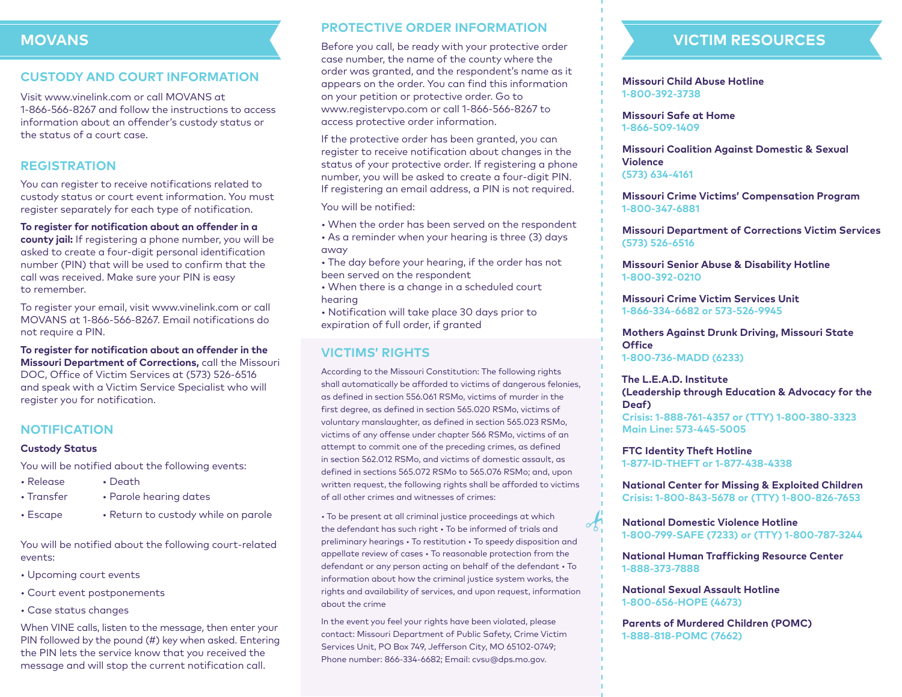## MOVANS

### CUSTODY AND COURT INFORMATION

Visit www.vinelink.com or call MOVANS at 1-866-566-8267 and follow the instructions to access information about an offender's custody status or the status of a court case.

### REGISTRATION

You can register to receive notifications related to custody status or court event information. You must register separately for each type of notification.

**To register for notification about an offender in a county jail:** If registering a phone number, you will be asked to create a four-digit personal identification number (PIN) that will be used to confirm that the call was received. Make sure your PIN is easy to remember.

To register your email, visit www.vinelink.com or call MOVANS at 1-866-566-8267. Email notifications do not require a PIN.

**To register for notification about an offender in the Missouri Department of Corrections,** call the Missouri DOC, Office of Victim Services at (573) 526-6516 and speak with a Victim Service Specialist who will register you for notification.

### NOTIFICATION

**Custody Status**

You will be notified about the following events:

- Release
- Transfer
- Escape
- Death
- Parole hearing dates
- Return to custody while on parole

You will be notified about the following court-related events:

- Upcoming court events
- Court event postponements
- Case status changes

When VINE calls, listen to the message, then enter your PIN followed by the pound (#) key when asked. Entering the PIN lets the service know that you received the message and will stop the current notification call.

### PROTECTIVE ORDER INFORMATION

Before you call, be ready with your protective order case number, the name of the county where the order was granted, and the respondent's name as it appears on the order. You can find this information on your petition or protective order. Go to www.registervpo.com or call 1-866-566-8267 to access protective order information.

If the protective order has been granted, you can register to receive notification about changes in the status of your protective order. If registering a phone number, you will be asked to create a four-digit PIN. If registering an email address, a PIN is not required.

You will be notified:

- When the order has been served on the respondent
- As a reminder when your hearing is three (3) days away
- The day before your hearing, if the order has not been served on the respondent
- When there is a change in a scheduled court hearing
- Notification will take place 30 days prior to expiration of full order, if granted

### VICTIMS' RIGHTS

According to the Missouri Constitution: The following rights shall automatically be afforded to victims of dangerous felonies, as defined in section 556.061 RSMo, victims of murder in the first degree, as defined in section 565.020 RSMo, victims of voluntary manslaughter, as defined in section 565.023 RSMo, victims of any offense under chapter 566 RSMo, victims of an attempt to commit one of the preceding crimes, as defined in section 562.012 RSMo, and victims of domestic assault, as defined in sections 565.072 RSMo to 565.076 RSMo; and, upon written request, the following rights shall be afforded to victims of all other crimes and witnesses of crimes:

- To be present at all criminal justice proceedings at which the defendant has such right
- To be informed of trials and preliminary hearings
- To restitution
- To speedy disposition and appellate review of cases
- To reasonable protection from the defendant or any person acting on behalf of the defendant
- To information about how the criminal justice system works, the rights and availability of services, and upon request, information about the crime

In the event you feel your rights have been violated, please contact: Missouri Department of Public Safety, Crime Victim Services Unit, PO Box 749, Jefferson City, MO 65102-0749; Phone number: 866-334-6682; Email: cvsu@dps.mo.gov.

## VICTIM RESOURCES

**Missouri Child Abuse Hotline**
1-800-392-3738

**Missouri Safe at Home**
1-866-509-1409

**Missouri Coalition Against Domestic & Sexual Violence**
(573) 634-4161

**Missouri Crime Victims' Compensation Program**
1-800-347-6881

**Missouri Department of Corrections Victim Services**
(573) 526-6516

**Missouri Senior Abuse & Disability Hotline**
1-800-392-0210

**Missouri Crime Victim Services Unit**
1-866-334-6682 or 573-526-9945

**Mothers Against Drunk Driving, Missouri State Office**
1-800-736-MADD (6233)

**The L.E.A.D. Institute (Leadership through Education & Advocacy for the Deaf)**
Crisis: 1-888-761-4357 or (TTY) 1-800-380-3323
Main Line: 573-445-5005

**FTC Identity Theft Hotline**
1-877-ID-THEFT or 1-877-438-4338

**National Center for Missing & Exploited Children**
Crisis: 1-800-843-5678 or (TTY) 1-800-826-7653

**National Domestic Violence Hotline**
1-800-799-SAFE (7233) or (TTY) 1-800-787-3244

**National Human Trafficking Resource Center**
1-888-373-7888

**National Sexual Assault Hotline**
1-800-656-HOPE (4673)

**Parents of Murdered Children (POMC)**
1-888-818-POMC (7662)